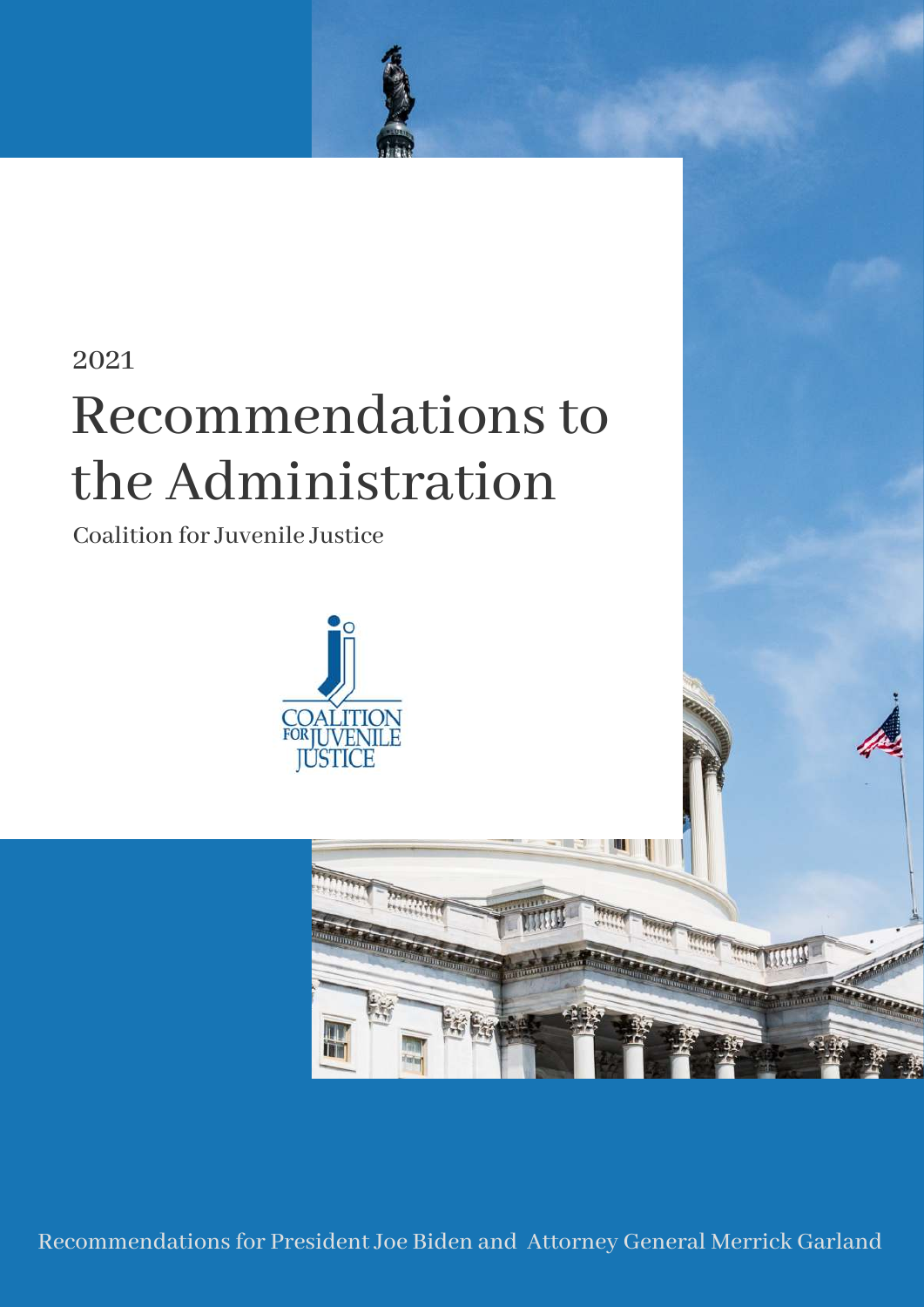2021

# Recommendations to the Administration

Coalition for Juvenile Justice

COALITION FOR JUVENILE JUSTICE

Recommendations for President Joe Biden and Attorney General Merrick Garland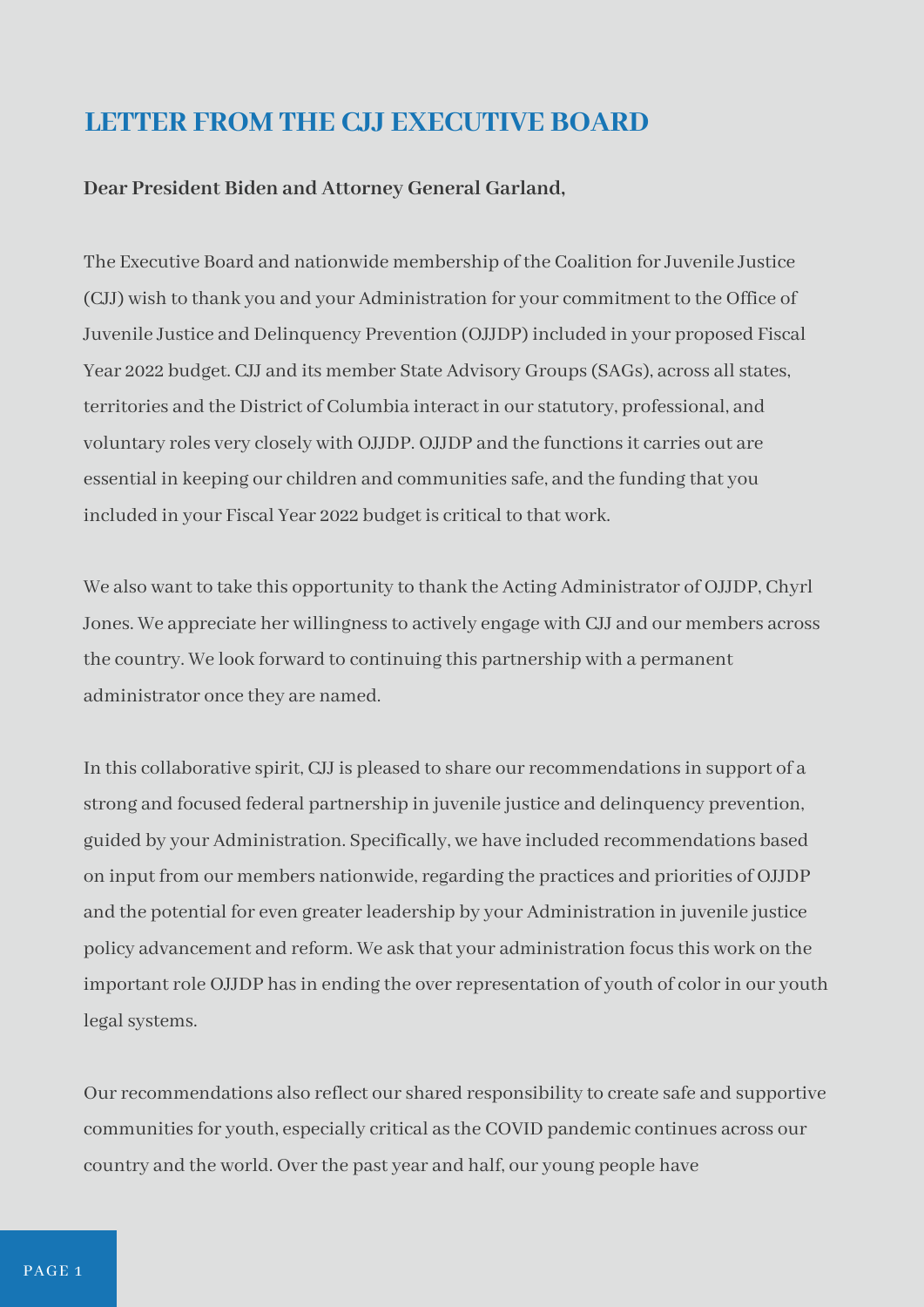## LETTER FROM THE CJJ EXECUTIVE BOARD

**Dear President Biden and Attorney General Garland,**

The Executive Board and nationwide membership of the Coalition for Juvenile Justice (CJJ) wish to thank you and your Administration for your commitment to the Office of Juvenile Justice and Delinquency Prevention (OJJDP) included in your proposed Fiscal Year 2022 budget. CJJ and its member State Advisory Groups (SAGs), across all states, territories and the District of Columbia interact in our statutory, professional, and voluntary roles very closely with OJJDP. OJJDP and the functions it carries out are essential in keeping our children and communities safe, and the funding that you included in your Fiscal Year 2022 budget is critical to that work.

We also want to take this opportunity to thank the Acting Administrator of OJJDP, Chyrl Jones. We appreciate her willingness to actively engage with CJJ and our members across the country. We look forward to continuing this partnership with a permanent administrator once they are named.

In this collaborative spirit, CJJ is pleased to share our recommendations in support of a strong and focused federal partnership in juvenile justice and delinquency prevention, guided by your Administration. Specifically, we have included recommendations based on input from our members nationwide, regarding the practices and priorities of OJJDP and the potential for even greater leadership by your Administration in juvenile justice policy advancement and reform. We ask that your administration focus this work on the important role OJJDP has in ending the over representation of youth of color in our youth legal systems.

Our recommendations also reflect our shared responsibility to create safe and supportive communities for youth, especially critical as the COVID pandemic continues across our country and the world. Over the past year and half, our young people have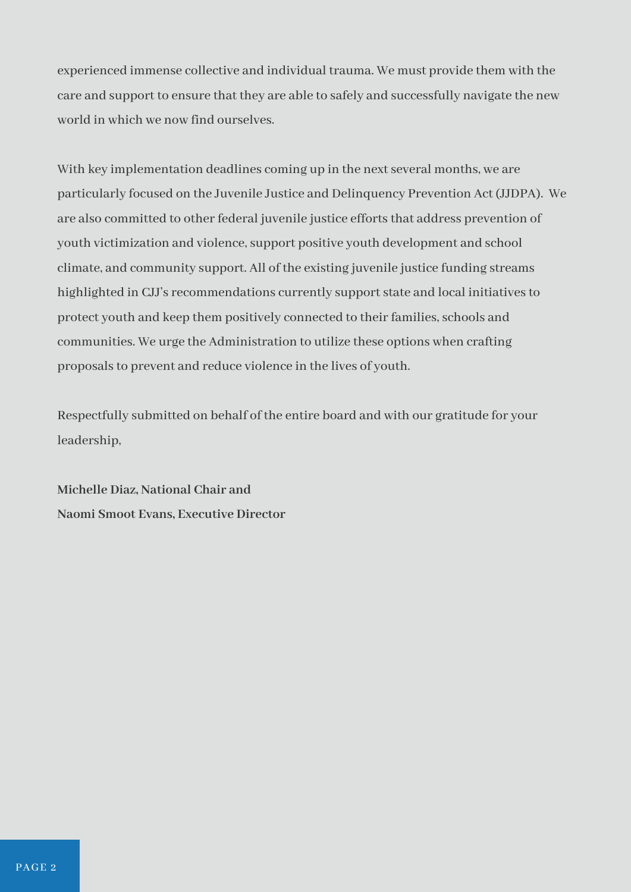experienced immense collective and individual trauma. We must provide them with the care and support to ensure that they are able to safely and successfully navigate the new world in which we now find ourselves.

With key implementation deadlines coming up in the next several months, we are particularly focused on the Juvenile Justice and Delinquency Prevention Act (JJDPA). We are also committed to other federal juvenile justice efforts that address prevention of youth victimization and violence, support positive youth development and school climate, and community support. All of the existing juvenile justice funding streams highlighted in CJJ's recommendations currently support state and local initiatives to protect youth and keep them positively connected to their families, schools and communities. We urge the Administration to utilize these options when crafting proposals to prevent and reduce violence in the lives of youth.

Respectfully submitted on behalf of the entire board and with our gratitude for your leadership,

**Michelle Diaz, National Chair and**
**Naomi Smoot Evans, Executive Director**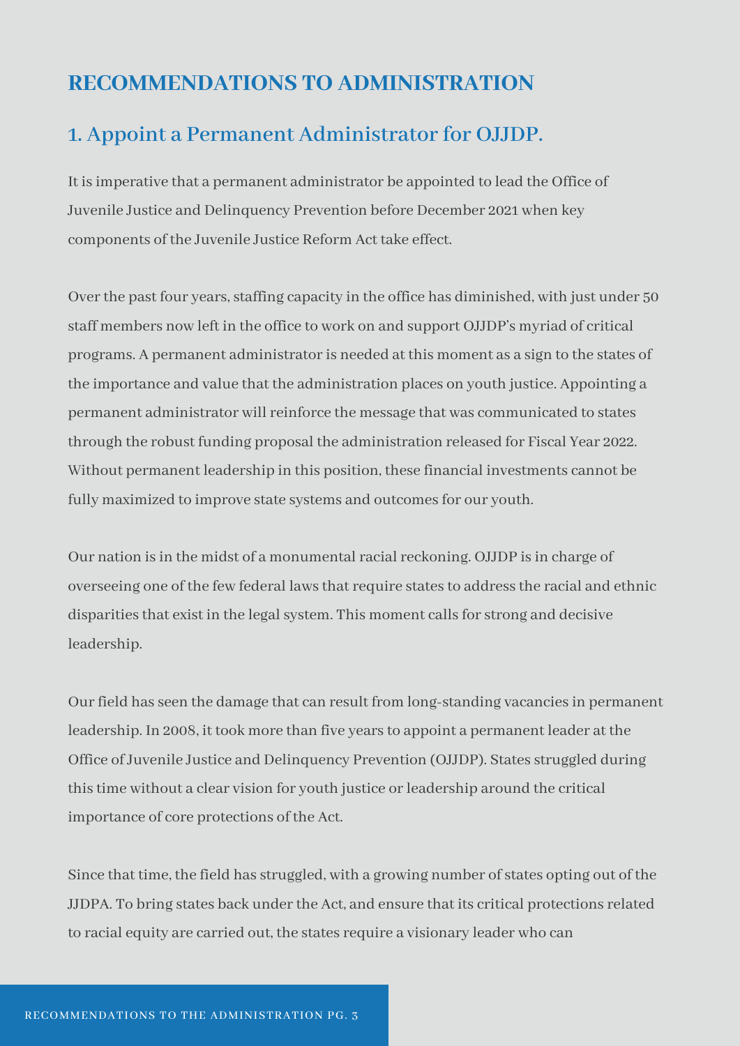# RECOMMENDATIONS TO ADMINISTRATION

## 1. Appoint a Permanent Administrator for OJJDP.

It is imperative that a permanent administrator be appointed to lead the Office of Juvenile Justice and Delinquency Prevention before December 2021 when key components of the Juvenile Justice Reform Act take effect.

Over the past four years, staffing capacity in the office has diminished, with just under 50 staff members now left in the office to work on and support OJJDP's myriad of critical programs. A permanent administrator is needed at this moment as a sign to the states of the importance and value that the administration places on youth justice. Appointing a permanent administrator will reinforce the message that was communicated to states through the robust funding proposal the administration released for Fiscal Year 2022. Without permanent leadership in this position, these financial investments cannot be fully maximized to improve state systems and outcomes for our youth.

Our nation is in the midst of a monumental racial reckoning. OJJDP is in charge of overseeing one of the few federal laws that require states to address the racial and ethnic disparities that exist in the legal system. This moment calls for strong and decisive leadership.

Our field has seen the damage that can result from long-standing vacancies in permanent leadership. In 2008, it took more than five years to appoint a permanent leader at the Office of Juvenile Justice and Delinquency Prevention (OJJDP). States struggled during this time without a clear vision for youth justice or leadership around the critical importance of core protections of the Act.

Since that time, the field has struggled, with a growing number of states opting out of the JJDPA. To bring states back under the Act, and ensure that its critical protections related to racial equity are carried out, the states require a visionary leader who can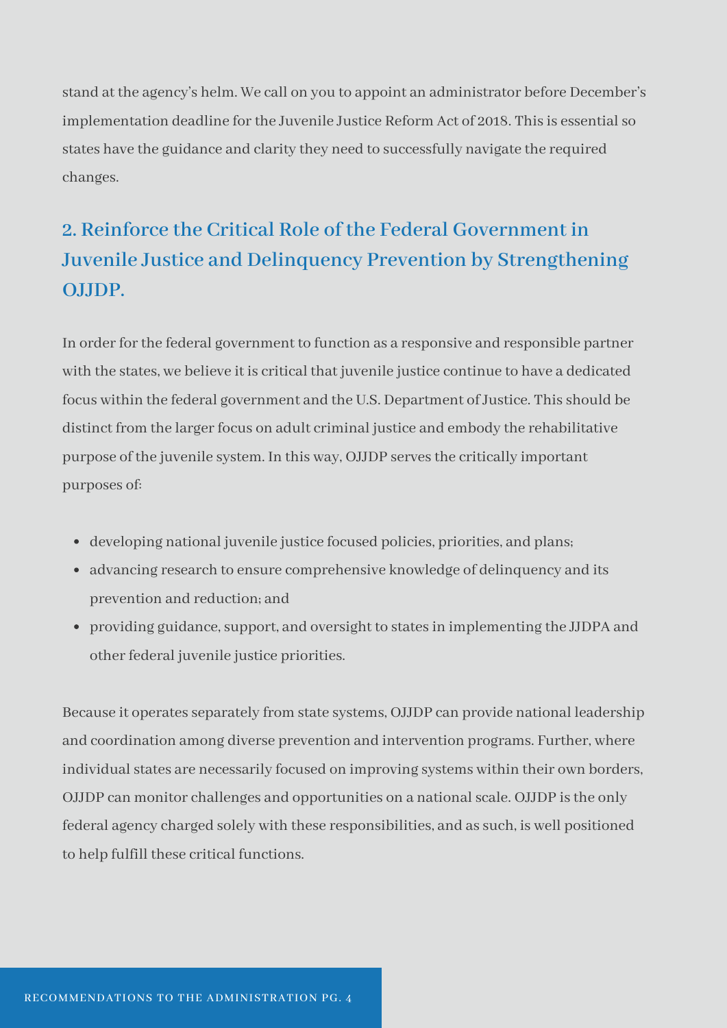stand at the agency's helm. We call on you to appoint an administrator before December's implementation deadline for the Juvenile Justice Reform Act of 2018. This is essential so states have the guidance and clarity they need to successfully navigate the required changes.

## 2. Reinforce the Critical Role of the Federal Government in Juvenile Justice and Delinquency Prevention by Strengthening OJJDP.

In order for the federal government to function as a responsive and responsible partner with the states, we believe it is critical that juvenile justice continue to have a dedicated focus within the federal government and the U.S. Department of Justice. This should be distinct from the larger focus on adult criminal justice and embody the rehabilitative purpose of the juvenile system. In this way, OJJDP serves the critically important purposes of:

- developing national juvenile justice focused policies, priorities, and plans;
- advancing research to ensure comprehensive knowledge of delinquency and its prevention and reduction; and
- providing guidance, support, and oversight to states in implementing the JJDPA and other federal juvenile justice priorities.

Because it operates separately from state systems, OJJDP can provide national leadership and coordination among diverse prevention and intervention programs. Further, where individual states are necessarily focused on improving systems within their own borders, OJJDP can monitor challenges and opportunities on a national scale. OJJDP is the only federal agency charged solely with these responsibilities, and as such, is well positioned to help fulfill these critical functions.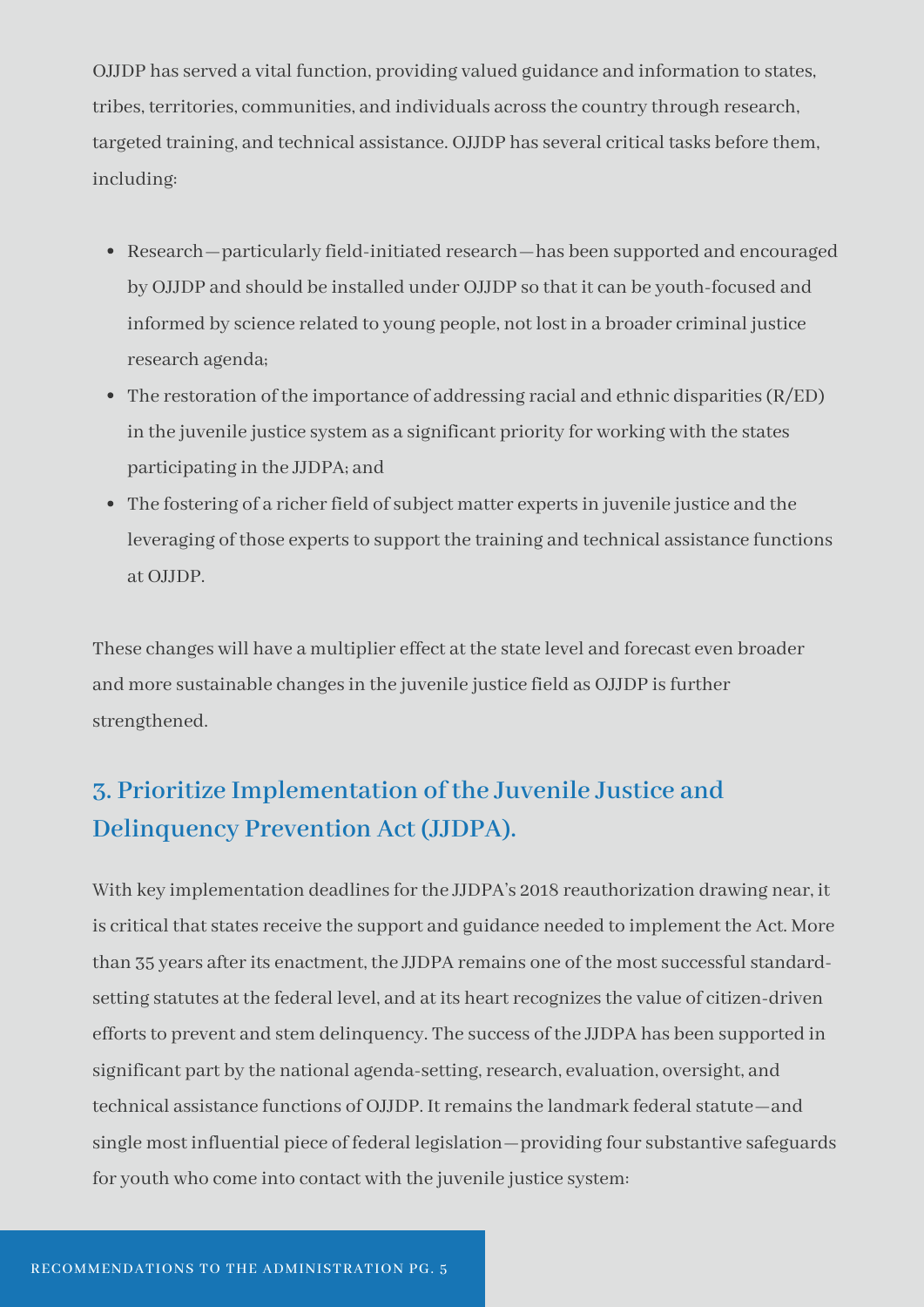OJJDP has served a vital function, providing valued guidance and information to states, tribes, territories, communities, and individuals across the country through research, targeted training, and technical assistance. OJJDP has several critical tasks before them, including:

- Research—particularly field-initiated research—has been supported and encouraged by OJJDP and should be installed under OJJDP so that it can be youth-focused and informed by science related to young people, not lost in a broader criminal justice research agenda;
- The restoration of the importance of addressing racial and ethnic disparities (R/ED) in the juvenile justice system as a significant priority for working with the states participating in the JJDPA; and
- The fostering of a richer field of subject matter experts in juvenile justice and the leveraging of those experts to support the training and technical assistance functions at OJJDP.

These changes will have a multiplier effect at the state level and forecast even broader and more sustainable changes in the juvenile justice field as OJJDP is further strengthened.

## 3. Prioritize Implementation of the Juvenile Justice and Delinquency Prevention Act (JJDPA).

With key implementation deadlines for the JJDPA's 2018 reauthorization drawing near, it is critical that states receive the support and guidance needed to implement the Act. More than 35 years after its enactment, the JJDPA remains one of the most successful standard-setting statutes at the federal level, and at its heart recognizes the value of citizen-driven efforts to prevent and stem delinquency. The success of the JJDPA has been supported in significant part by the national agenda-setting, research, evaluation, oversight, and technical assistance functions of OJJDP. It remains the landmark federal statute—and single most influential piece of federal legislation—providing four substantive safeguards for youth who come into contact with the juvenile justice system: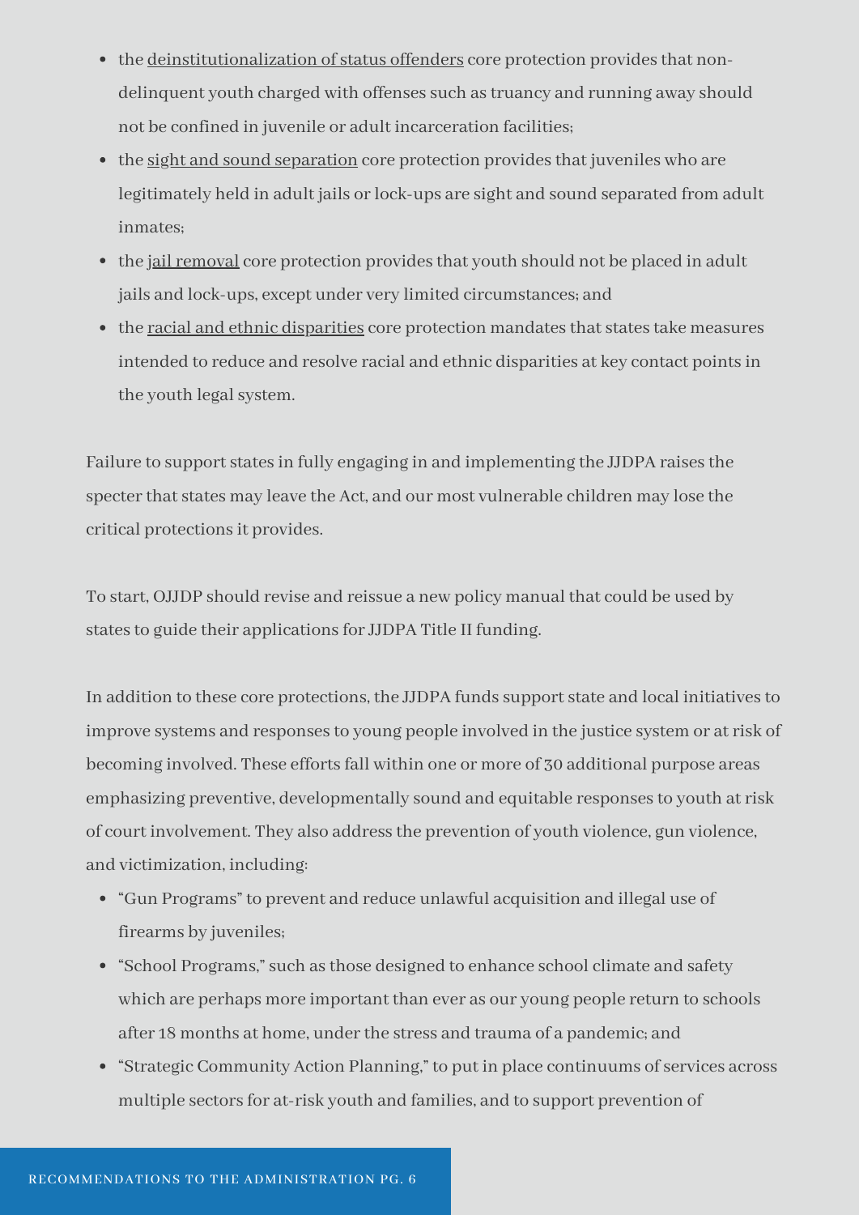- the deinstitutionalization of status offenders core protection provides that non-delinquent youth charged with offenses such as truancy and running away should not be confined in juvenile or adult incarceration facilities;
- the sight and sound separation core protection provides that juveniles who are legitimately held in adult jails or lock-ups are sight and sound separated from adult inmates;
- the jail removal core protection provides that youth should not be placed in adult jails and lock-ups, except under very limited circumstances; and
- the racial and ethnic disparities core protection mandates that states take measures intended to reduce and resolve racial and ethnic disparities at key contact points in the youth legal system.

Failure to support states in fully engaging in and implementing the JJDPA raises the specter that states may leave the Act, and our most vulnerable children may lose the critical protections it provides.

To start, OJJDP should revise and reissue a new policy manual that could be used by states to guide their applications for JJDPA Title II funding.

In addition to these core protections, the JJDPA funds support state and local initiatives to improve systems and responses to young people involved in the justice system or at risk of becoming involved. These efforts fall within one or more of 30 additional purpose areas emphasizing preventive, developmentally sound and equitable responses to youth at risk of court involvement. They also address the prevention of youth violence, gun violence, and victimization, including:

- "Gun Programs" to prevent and reduce unlawful acquisition and illegal use of firearms by juveniles;
- "School Programs," such as those designed to enhance school climate and safety which are perhaps more important than ever as our young people return to schools after 18 months at home, under the stress and trauma of a pandemic; and
- "Strategic Community Action Planning," to put in place continuums of services across multiple sectors for at-risk youth and families, and to support prevention of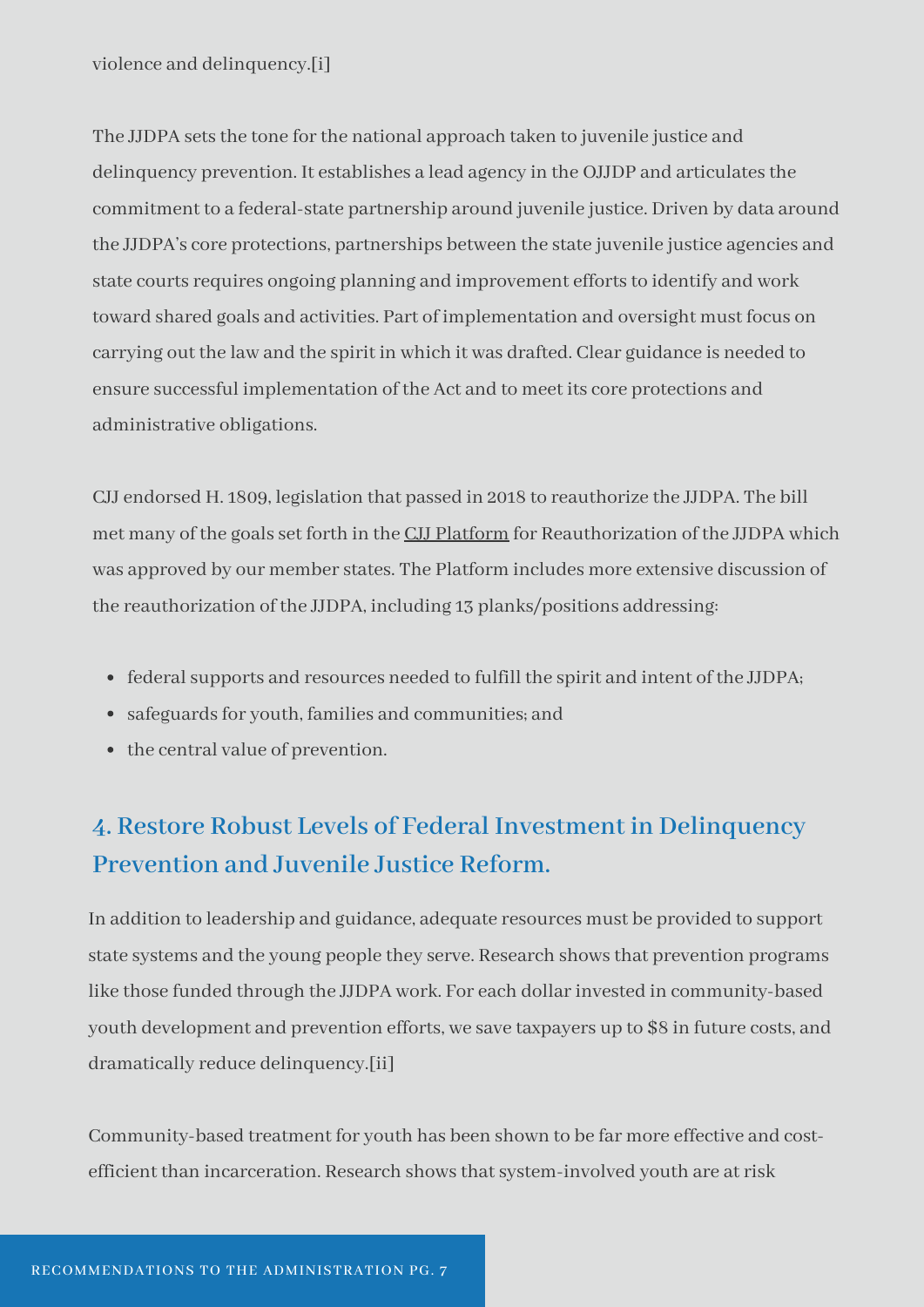violence and delinquency.[i]

The JJDPA sets the tone for the national approach taken to juvenile justice and delinquency prevention. It establishes a lead agency in the OJJDP and articulates the commitment to a federal-state partnership around juvenile justice. Driven by data around the JJDPA's core protections, partnerships between the state juvenile justice agencies and state courts requires ongoing planning and improvement efforts to identify and work toward shared goals and activities. Part of implementation and oversight must focus on carrying out the law and the spirit in which it was drafted. Clear guidance is needed to ensure successful implementation of the Act and to meet its core protections and administrative obligations.

CJJ endorsed H. 1809, legislation that passed in 2018 to reauthorize the JJDPA. The bill met many of the goals set forth in the CJJ Platform for Reauthorization of the JJDPA which was approved by our member states. The Platform includes more extensive discussion of the reauthorization of the JJDPA, including 13 planks/positions addressing:

- federal supports and resources needed to fulfill the spirit and intent of the JJDPA;
- safeguards for youth, families and communities; and
- the central value of prevention.

## 4. Restore Robust Levels of Federal Investment in Delinquency Prevention and Juvenile Justice Reform.

In addition to leadership and guidance, adequate resources must be provided to support state systems and the young people they serve. Research shows that prevention programs like those funded through the JJDPA work. For each dollar invested in community-based youth development and prevention efforts, we save taxpayers up to $8 in future costs, and dramatically reduce delinquency.[ii]

Community-based treatment for youth has been shown to be far more effective and cost-efficient than incarceration. Research shows that system-involved youth are at risk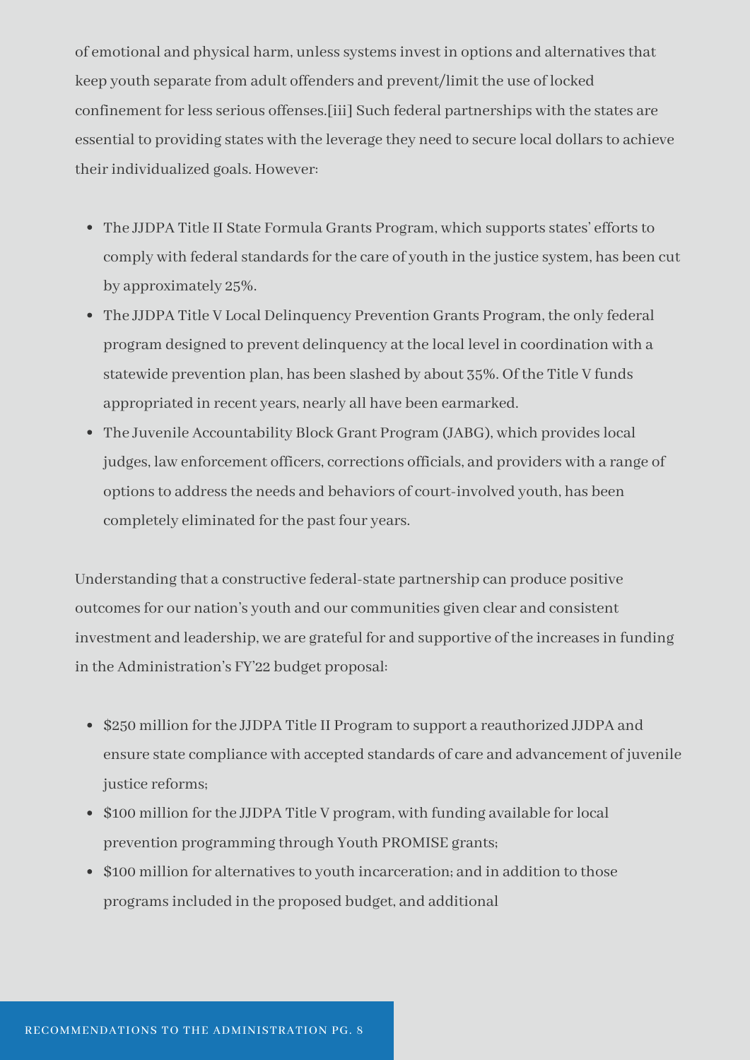of emotional and physical harm, unless systems invest in options and alternatives that keep youth separate from adult offenders and prevent/limit the use of locked confinement for less serious offenses.[iii] Such federal partnerships with the states are essential to providing states with the leverage they need to secure local dollars to achieve their individualized goals. However:

- The JJDPA Title II State Formula Grants Program, which supports states' efforts to comply with federal standards for the care of youth in the justice system, has been cut by approximately 25%.
- The JJDPA Title V Local Delinquency Prevention Grants Program, the only federal program designed to prevent delinquency at the local level in coordination with a statewide prevention plan, has been slashed by about 35%. Of the Title V funds appropriated in recent years, nearly all have been earmarked.
- The Juvenile Accountability Block Grant Program (JABG), which provides local judges, law enforcement officers, corrections officials, and providers with a range of options to address the needs and behaviors of court-involved youth, has been completely eliminated for the past four years.

Understanding that a constructive federal-state partnership can produce positive outcomes for our nation's youth and our communities given clear and consistent investment and leadership, we are grateful for and supportive of the increases in funding in the Administration's FY'22 budget proposal:

- $250 million for the JJDPA Title II Program to support a reauthorized JJDPA and ensure state compliance with accepted standards of care and advancement of juvenile justice reforms;
- $100 million for the JJDPA Title V program, with funding available for local prevention programming through Youth PROMISE grants;
- $100 million for alternatives to youth incarceration; and in addition to those programs included in the proposed budget, and additional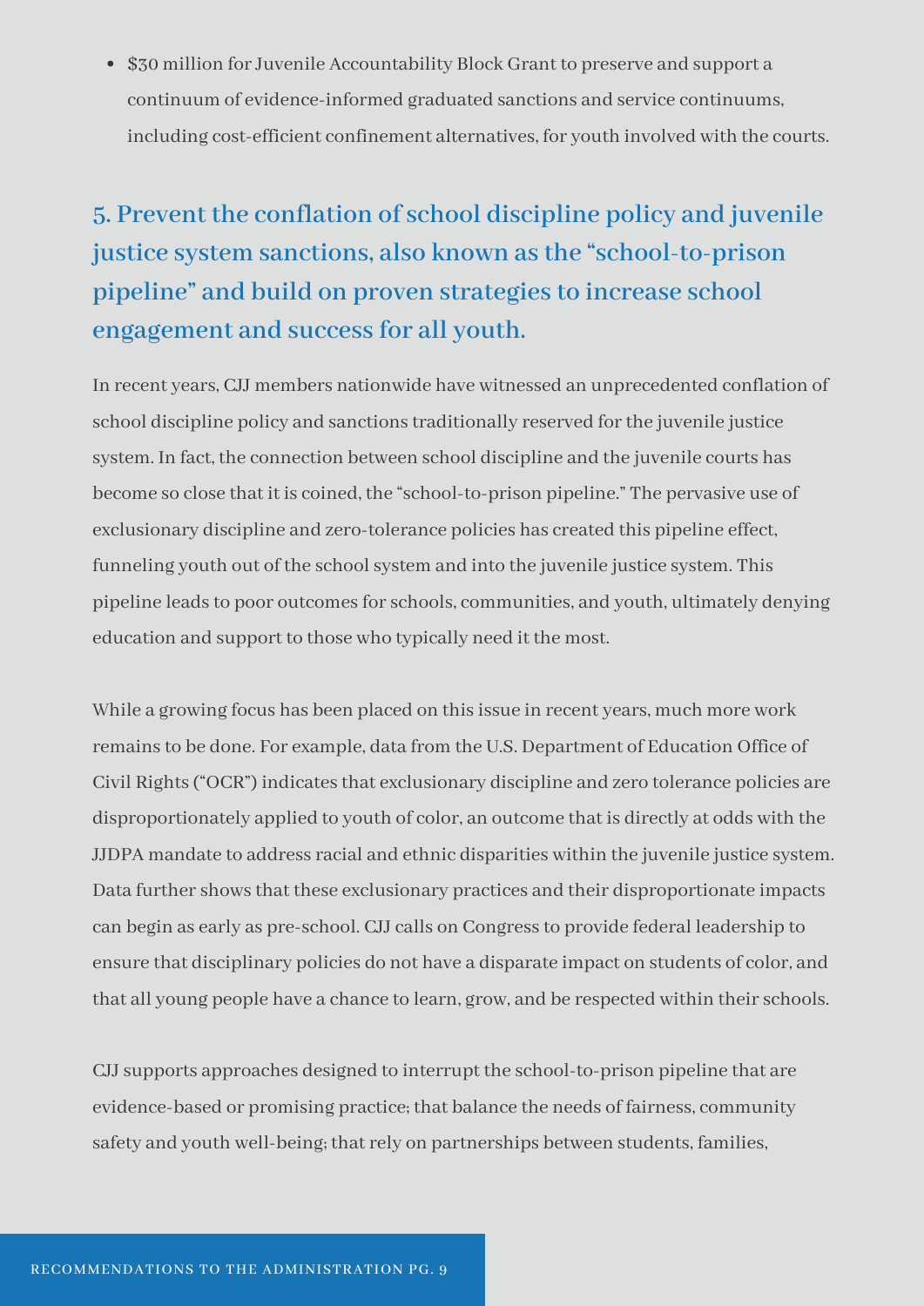- $30 million for Juvenile Accountability Block Grant to preserve and support a continuum of evidence-informed graduated sanctions and service continuums, including cost-efficient confinement alternatives, for youth involved with the courts.

## 5. Prevent the conflation of school discipline policy and juvenile justice system sanctions, also known as the "school-to-prison pipeline" and build on proven strategies to increase school engagement and success for all youth.

In recent years, CJJ members nationwide have witnessed an unprecedented conflation of school discipline policy and sanctions traditionally reserved for the juvenile justice system. In fact, the connection between school discipline and the juvenile courts has become so close that it is coined, the "school-to-prison pipeline." The pervasive use of exclusionary discipline and zero-tolerance policies has created this pipeline effect, funneling youth out of the school system and into the juvenile justice system. This pipeline leads to poor outcomes for schools, communities, and youth, ultimately denying education and support to those who typically need it the most.

While a growing focus has been placed on this issue in recent years, much more work remains to be done. For example, data from the U.S. Department of Education Office of Civil Rights ("OCR") indicates that exclusionary discipline and zero tolerance policies are disproportionately applied to youth of color, an outcome that is directly at odds with the JJDPA mandate to address racial and ethnic disparities within the juvenile justice system. Data further shows that these exclusionary practices and their disproportionate impacts can begin as early as pre-school. CJJ calls on Congress to provide federal leadership to ensure that disciplinary policies do not have a disparate impact on students of color, and that all young people have a chance to learn, grow, and be respected within their schools.

CJJ supports approaches designed to interrupt the school-to-prison pipeline that are evidence-based or promising practice; that balance the needs of fairness, community safety and youth well-being; that rely on partnerships between students, families,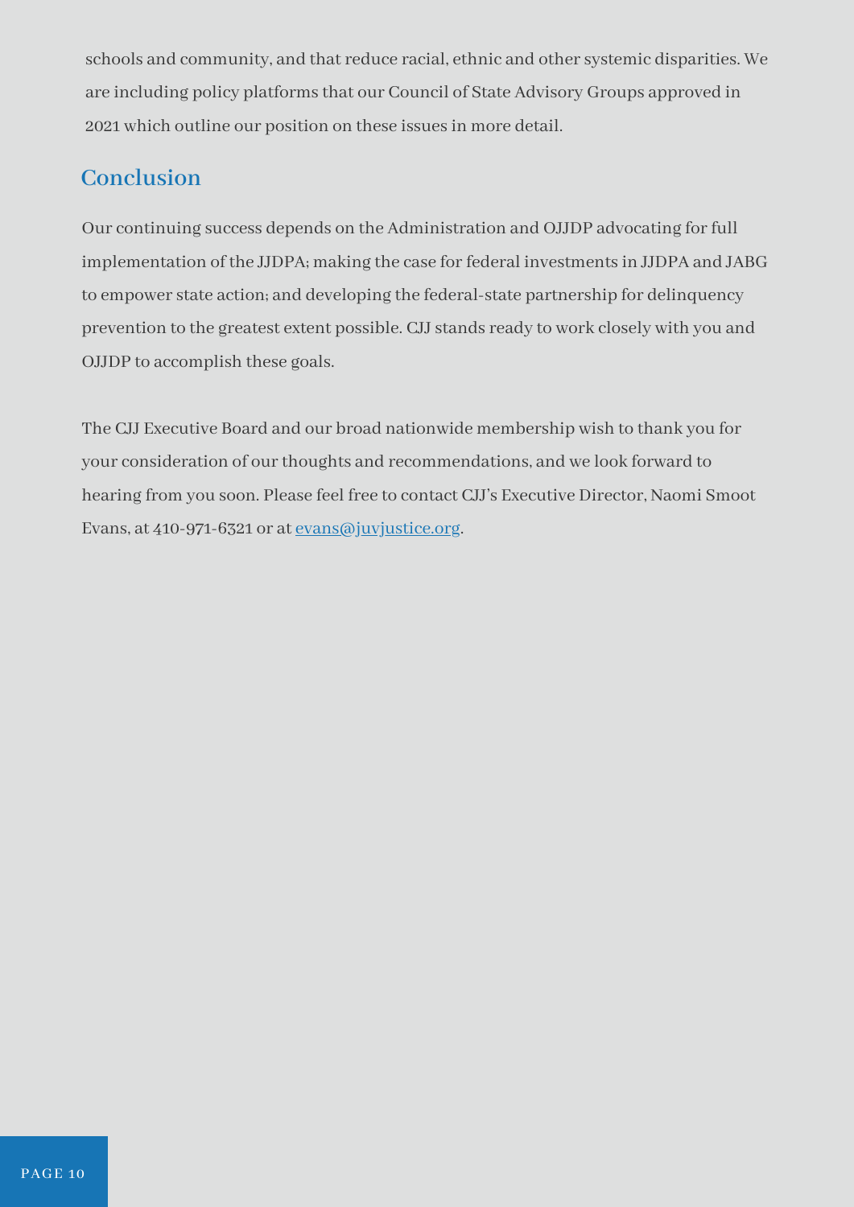schools and community, and that reduce racial, ethnic and other systemic disparities. We are including policy platforms that our Council of State Advisory Groups approved in 2021 which outline our position on these issues in more detail.

## Conclusion

Our continuing success depends on the Administration and OJJDP advocating for full implementation of the JJDPA; making the case for federal investments in JJDPA and JABG to empower state action; and developing the federal-state partnership for delinquency prevention to the greatest extent possible. CJJ stands ready to work closely with you and OJJDP to accomplish these goals.

The CJJ Executive Board and our broad nationwide membership wish to thank you for your consideration of our thoughts and recommendations, and we look forward to hearing from you soon. Please feel free to contact CJJ's Executive Director, Naomi Smoot Evans, at 410-971-6321 or at [evans@juvjustice.org](mailto:evans@juvjustice.org).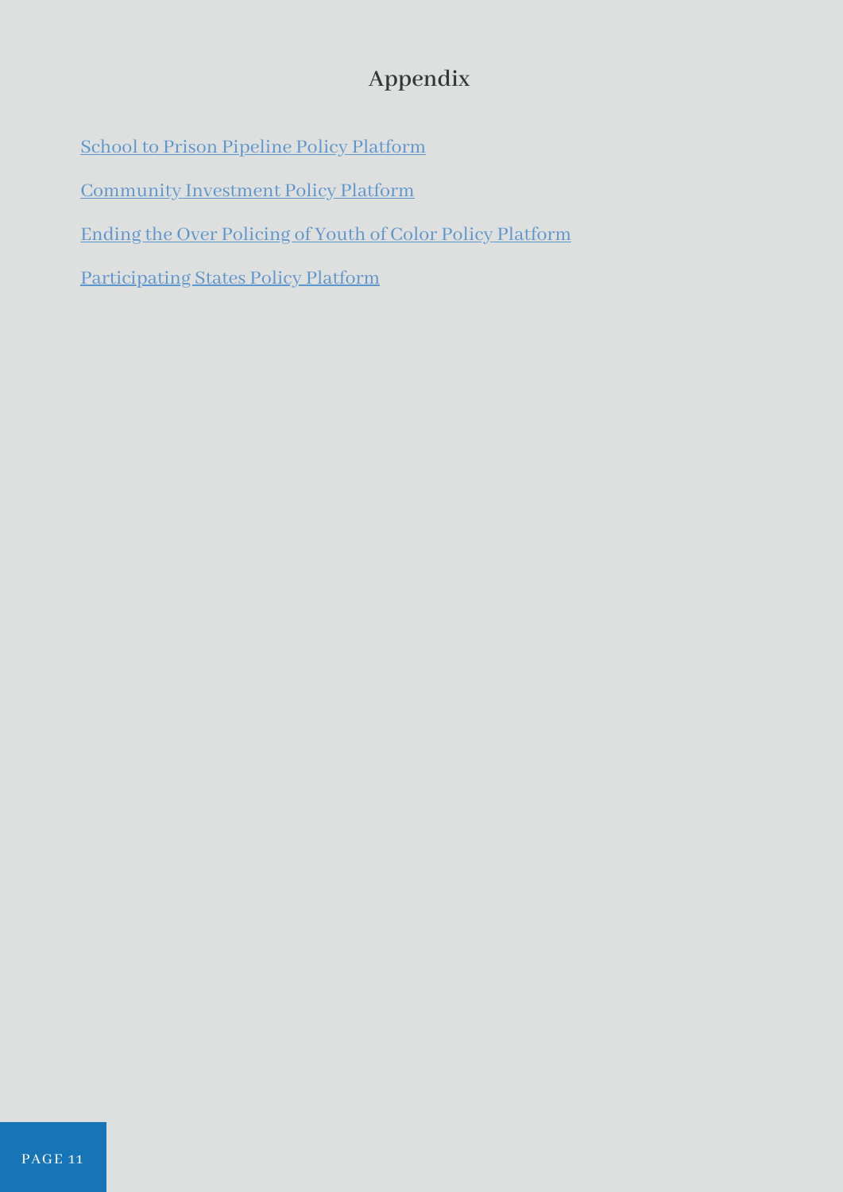# Appendix

School to Prison Pipeline Policy Platform

Community Investment Policy Platform

Ending the Over Policing of Youth of Color Policy Platform

Participating States Policy Platform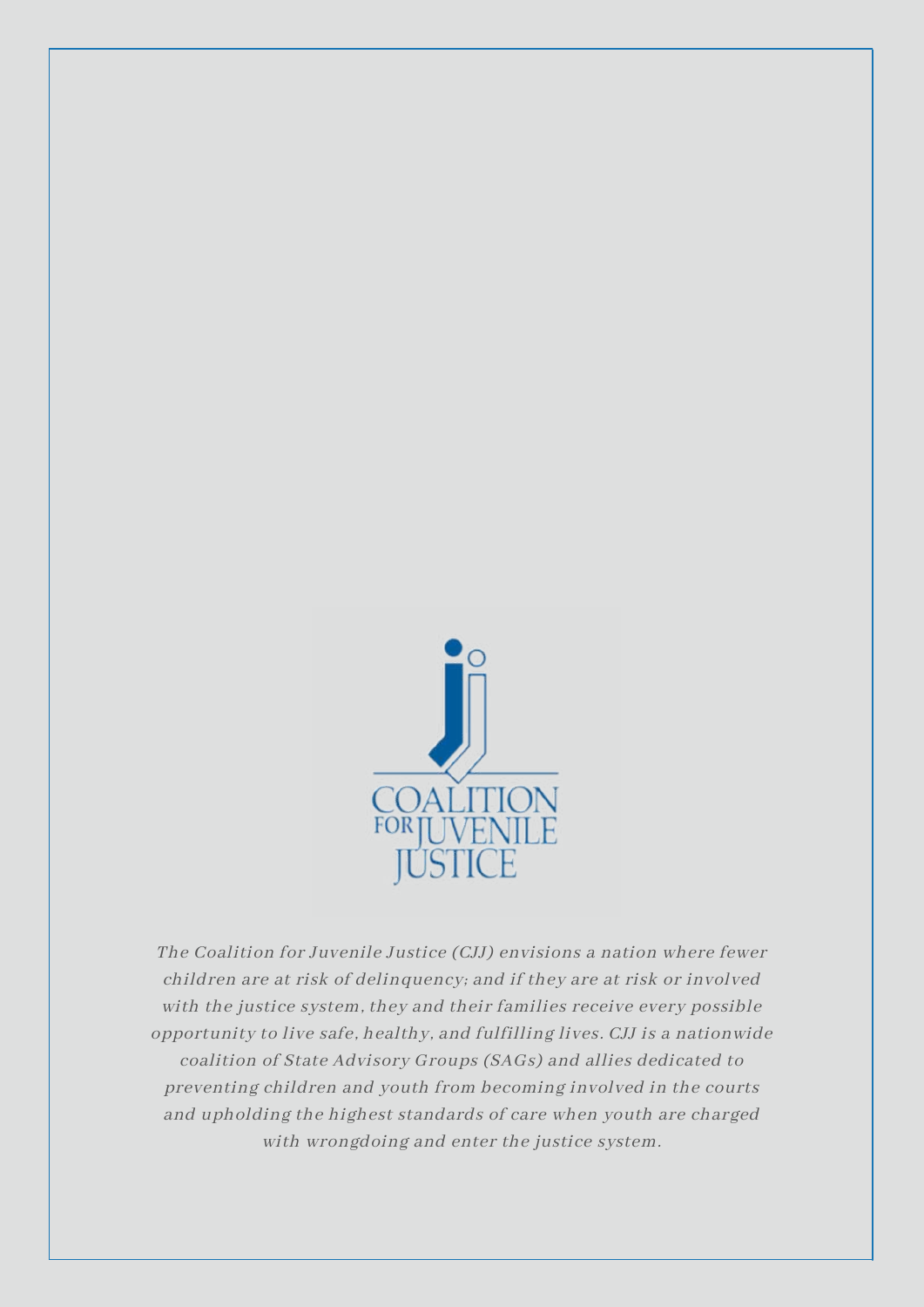COALITION FOR JUVENILE JUSTICE

*The Coalition for Juvenile Justice (CJJ) envisions a nation where fewer children are at risk of delinquency; and if they are at risk or involved with the justice system, they and their families receive every possible opportunity to live safe, healthy, and fulfilling lives. CJJ is a nationwide coalition of State Advisory Groups (SAGs) and allies dedicated to preventing children and youth from becoming involved in the courts and upholding the highest standards of care when youth are charged with wrongdoing and enter the justice system.*